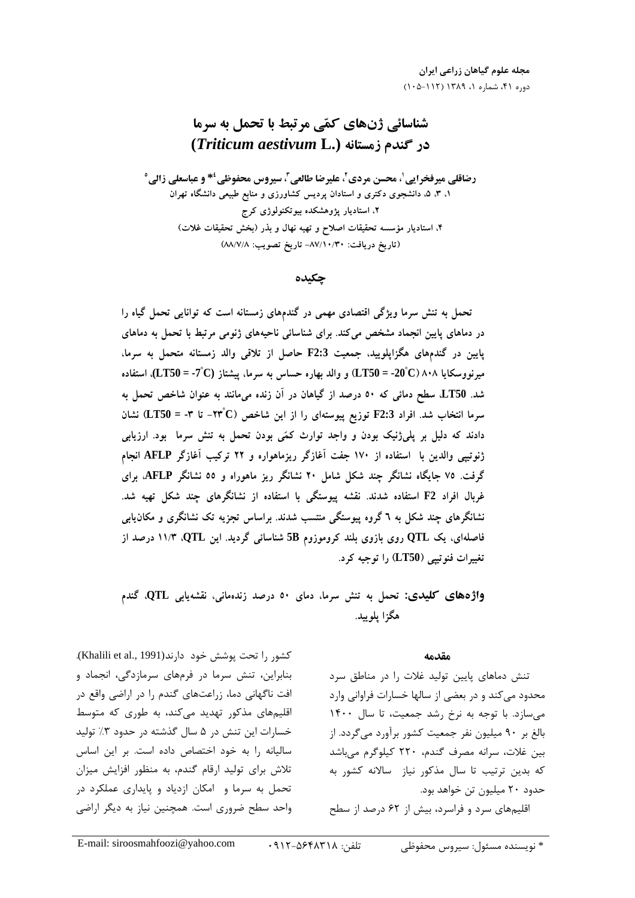# شناسائی ژن‌های کمّی مرتبط با تحمل به سرما در گندم زمستانه (*Triticum aestivum* L.)

**رضاقلی میرفخرایی[1]، محسن مردی[2]، علیرضا طالعی[3]، سیروس محفوظی[4]* و عباسعلی زالی[5]**

۱، ۳، ۵، دانشجوی دکتری و استادان پردیس کشاورزی و منابع طبیعی دانشگاه تهران

۲، استادیار پژوهشکده بیوتکنولوژی کرج

۴، استادیار مؤسسه تحقیقات اصلاح و تهیه نهال و بذر (بخش تحقیقات غلات)

(تاریخ دریافت: ۸۷/۱۰/۳۰- تاریخ تصویب: ۸۸/۷/۸)

## چکیده

تحمل به تنش سرما ویژگی اقتصادی مهمی در گندم‌های زمستانه است که توانایی تحمل گیاه را در دماهای پایین انجماد مشخص می‌کند. برای شناسائی ناحیه‌های ژنومی مرتبط با تحمل به دماهای پایین در گندم‌های هگزاپلوئید، جمعیت F2:3 حاصل از تلاقی والد زمستانه متحمل به سرما، میرنووسکایا ۸۰۸ (LT50 = -20°C) و والد بهاره حساس به سرما، پیشتاز (LT50 = -7°C)، استفاده شد. LT50، سطح دمائی که ۵۰ درصد از گیاهان در آن زنده می‌مانند به عنوان شاخص تحمل به سرما انتخاب شد. افراد F2:3 توزیع پیوسته‌ای را از این شاخص (-۲۳°C تا -۳ = LT50) نشان دادند که دلیل بر پلی‌ژنیک بودن و واجد توارث کمّی بودن تحمل به تنش سرما بود. ارزیابی ژنوتیپی والدین با استفاده از ۱۷۰ جفت آغازگر ریزماهواره و ۲۲ ترکیب آغازگر AFLP انجام گرفت. ۷۵ جایگاه نشانگر چند شکل شامل ۲۰ نشانگر ریز ماهواره و ۵۵ نشانگر AFLP، برای غربال افراد F2 استفاده شدند. نقشه پیوستگی با استفاده از نشانگرهای چند شکل تهیه شد. نشانگرهای چند شکل به ٦ گروه پیوستگی منتسب شدند. براساس تجزیه تک نشانگری و مکان‌یابی فاصله‌ای، یک QTL روی بازوی بلند کروموزوم 5B شناسائی گردید. این QTL، ۱۱/۳ درصد از تغییرات فنوتیپی (LT50) را توجیه کرد.

**واژه‌های کلیدی:** تحمل به تنش سرما، دمای ۵۰ درصد زنده‌مانی، نقشه‌یابی QTL، گندم هگزا پلویید.

## مقدمه

تنش دماهای پایین تولید غلات را در مناطق سرد محدود می‌کند و در بعضی از سالها خسارات فراوانی وارد می‌سازد. با توجه به نرخ رشد جمعیت، تا سال ۱۴۰۰ بالغ بر ۹۰ میلیون نفر جمعیت کشور برآورد می‌گردد. از بین غلات، سرانه مصرف گندم، ۲۲۰ کیلوگرم می‌باشد که بدین ترتیب تا سال مذکور نیاز سالانه کشور به حدود ۲۰ میلیون تن خواهد بود.

اقلیم‌های سرد و فراسرد، بیش از ۶۲ درصد از سطح کشور را تحت پوشش خود دارند(Khalili et al., 1991). بنابراین، تنش سرما در فرم‌های سرمازدگی، انجماد و افت ناگهانی دما، زراعت‌های گندم را در اراضی واقع در اقلیم‌های مذکور تهدید می‌کند، به طوری که متوسط خسارات این تنش در ۵ سال گذشته در حدود ۳٪ تولید سالیانه را به خود اختصاص داده است. بر این اساس تلاش برای تولید ارقام گندم، به منظور افزایش میزان تحمل به سرما و امکان ازدیاد و پایداری عملکرد در واحد سطح ضروری است. همچنین نیاز به دیگر اراضی

\* نویسنده مسئول: سیروس محفوظی تلفن: ۰۹۱۲-۵۶۴۸۳۱۸ E-mail: siroosmahfoozi@yahoo.com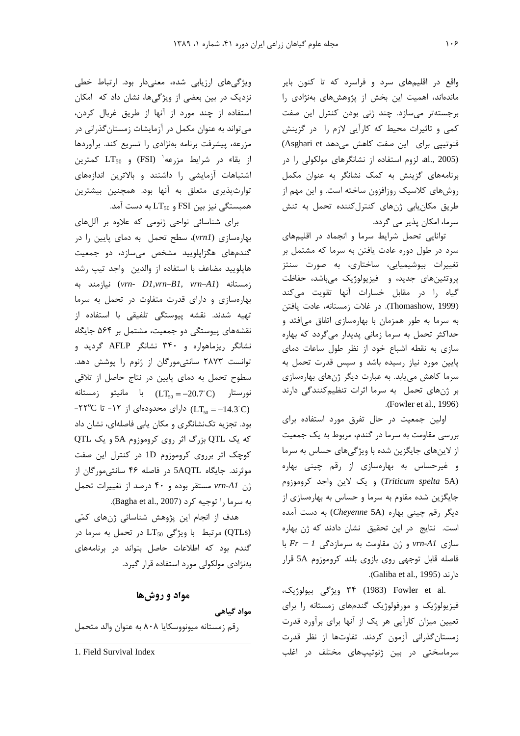واقع در اقلیم‌های سرد و فراسرد که تا کنون بایر مانده‌اند، اهمیت این بخش از پژوهش‌های به‌نژادی را برجسته‌تر می‌سازد. چند ژنی بودن کنترل این صفت کمی و تاثیرات محیط که کارآیی لازم را در گزینش فنوتیپی برای این صفت کاهش می‌دهد (Asghari et al., 2005)، لزوم استفاده از نشانگرهای مولکولی را در برنامه‌های گزینش به کمک نشانگر به عنوان مکمل روش‌های کلاسیک روزافزون ساخته است. و این مهم از طریق مکان‌یابی ژن‌های کنترل‌کننده تحمل به تنش سرما، امکان پذیر می گردد.

توانایی تحمل شرایط سرما و انجماد در اقلیم‌های سرد در طول دوره عادت یافتن به سرما که مشتمل بر تغییرات بیوشیمیایی، ساختاری، به صورت سنتز پروتئین‌های جدید، و فیزیولوژیک می‌باشد، حفاظت گیاه را در مقابل خسارات آنها تقویت می‌کند (Thomashow, 1999). در غلات زمستانه، عادت یافتن به سرما به طور همزمان با بهاره‌سازی اتفاق می‌افتد و حداکثر تحمل به سرما زمانی پدیدار می‌گردد که بهاره سازی به نقطه اشباع خود از نظر طول ساعات دمای پایین مورد نیاز رسیده باشد و سپس قدرت تحمل به سرما کاهش می‌یابد. به عبارت دیگر ژن‌های بهاره‌سازی بر ژن‌های تحمل به سرما اثرات تنظیم‌کنندگی دارند (Fowler et al., 1996).

اولین جمعیت در حال تفرق مورد استفاده برای بررسی مقاومت به سرما در گندم، مربوط به یک جمعیت از لاین‌های جایگزین شده با ویژگی‌های حساس به سرما و غیرحساس به بهاره‌سازی از رقم چینی بهاره (*Triticum spelta* 5A) و یک لاین واجد کروموزوم جایگزین شده مقاوم به سرما و حساس به بهاره‌سازی از دیگر رقم چینی بهاره (*Cheyenne* 5A) به دست آمده است. نتایج در این تحقیق نشان دادند که ژن بهاره سازی *vrn-A1* و ژن مقاومت به سرمازدگی $Fr-1$ با فاصله قابل توجهی روی بازوی بلند کروموزوم 5A قرار دارند (Galiba et al., 1995).

Fowler et al. (1983) ۳۴ ویژگی بیولوژیک، فیزیولوژیک و مورفولوژیک گندم‌های زمستانه را برای تعیین میزان کارآیی هر یک از آنها برای برآورد قدرت زمستان‌گذرانی آزمون کردند. تفاوت‌ها از نظر قدرت سرماسختی در بین ژنوتیپ‌های مختلف در اغلب ویژگی‌های ارزیابی شده، معنی‌دار بود. ارتباط خطی نزدیک در بین بعضی از ویژگی‌ها، نشان داد که امکان استفاده از چند مورد از آنها از طریق غربال کردن، می‌تواند به عنوان مکمل در آزمایشات زمستان‌گذرانی در مزرعه، پیشرفت برنامه به‌نژادی را تسریع کند. برآوردها از بقاء در شرایط مزرعه[1] (FSI) و $LT_{50}$ کمترین اشتباهات آزمایشی را داشتند و بالاترین اندازه‌های توارث‌پذیری متعلق به آنها بود. همچنین بیشترین همبستگی نیز بین FSI و $LT_{50}$ به دست آمد.

برای شناسائی نواحی ژنومی که علاوه بر آلل‌های بهاره‌سازی (*vrn1*)، سطح تحمل به دمای پایین را در گندم‌های هگزاپلویید مشخص می‌سازد، دو جمعیت هاپلوید مضاعف با استفاده از والدین واجد تیپ رشد زمستانه (*vrn- D1,vrn–B1, vrn–A1*) نیازمند به بهاره‌سازی و دارای قدرت متفاوت در تحمل به سرما تهیه شدند. نقشه پیوستگی تلفیقی با استفاده از نقشه‌های پیوستگی دو جمعیت، مشتمل بر ۵۶۴ جایگاه نشانگر ریزماهواره و ۳۴۰ نشانگر AFLP گردید و توانست ۲۸۷۳ سانتی‌مورگان از ژنوم را پوشش دهد. سطوح تحمل به دمای پایین در نتاج حاصل از تلاقی نورستار ($LT_{50}=-20.7^{\circ}C$) با مانیتو زمستانه ($LT_{50}=-14.3^{\circ}C$) دارای محدوده‌ای از ۱۲- تا $-22^{\circ}C$ بود. تجزیه تک‌نشانگری و مکان یابی فاصله‌ای، نشان داد که یک QTL بزرگ اثر روی کروموزوم 5A و یک QTL کوچک اثر برروی کروموزوم 1D در کنترل این صفت موثرند. جایگاه 5AQTL در فاصله ۴۶ سانتی‌مورگان از ژن *vrn-A1* مستقر بوده و ۴۰ درصد از تغییرات تحمل به سرما را توجیه کرد (Bagha et al., 2007).

هدف از انجام این پژوهش شناسائی ژن‌های کمّی (QTLs) مرتبط با ویژگی $LT_{50}$ در تحمل به سرما در گندم بود که اطلاعات حاصل بتواند در برنامه‌های به‌نژادی مولکولی مورد استفاده قرار گیرد.

## مواد و روش‌ها

### مواد گیاهی

رقم زمستانه میونووسکایا ۸۰۸ به عنوان والد متحمل

---

1. Field Survival Index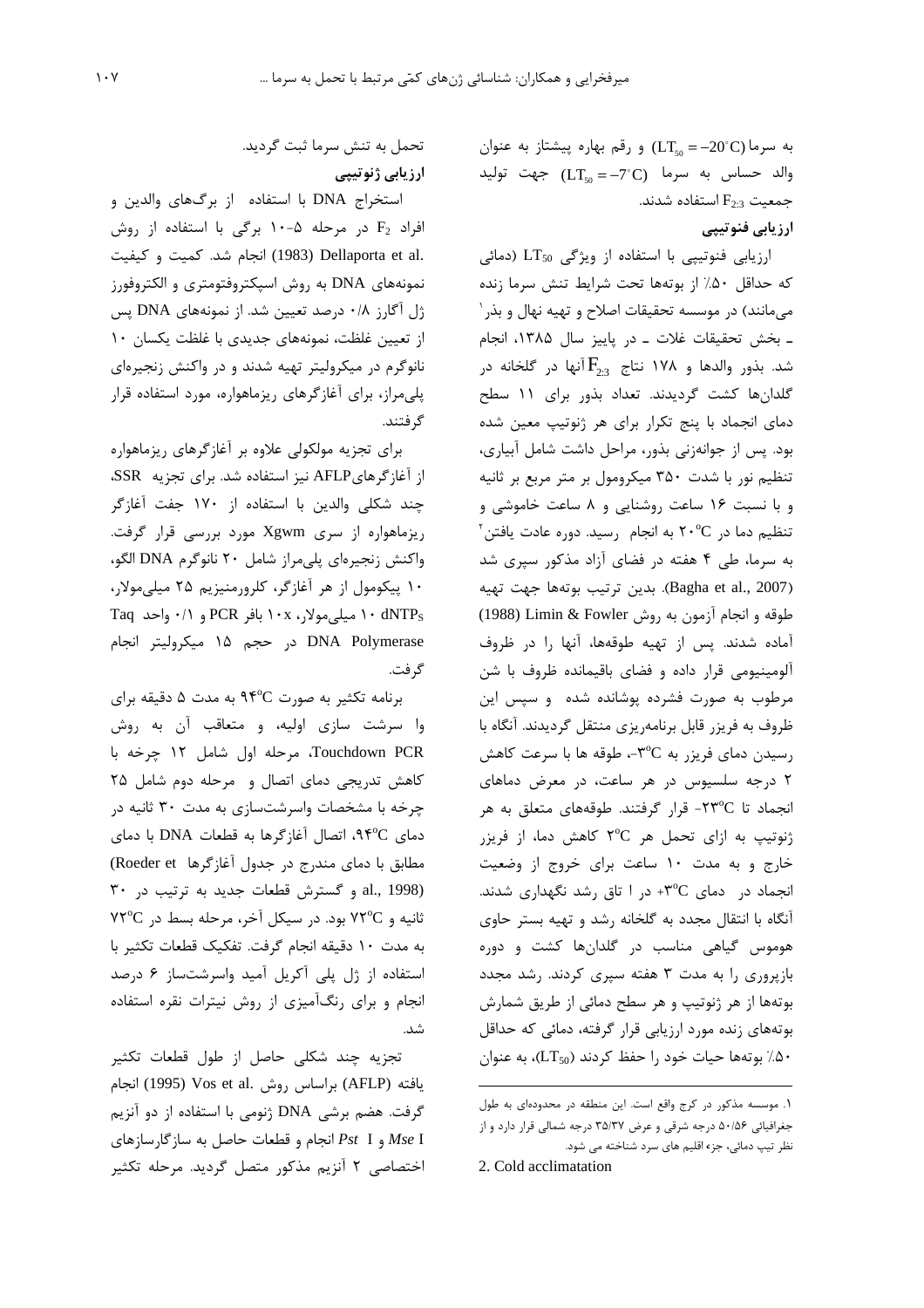به سرما ($LT_{50} = -20^{\circ}C$) و رقم بهاره پیشتاز به عنوان والد حساس به سرما ($LT_{50} = -7^{\circ}C$) جهت تولید جمعیت $F_{2:3}$ استفاده شدند.

**ارزیابی فنوتیپی**

ارزیابی فنوتیپی با استفاده از ویژگی $LT_{50}$ (دمائی که حداقل ۵۰٪ از بوته‌ها تحت شرایط تنش سرما زنده می‌مانند) در موسسه تحقیقات اصلاح و تهیه نهال و بذر[1] ـ بخش تحقیقات غلات ـ در پاییز سال ۱۳۸۵، انجام شد. بذور والدها و ۱۷۸ نتاج $F_{2:3}$ آنها در گلخانه در گلدان‌ها کشت گردیدند. تعداد بذور برای ۱۱ سطح دمای انجماد با پنج تکرار برای هر ژنوتیپ معین شده بود. پس از جوانه‌زنی بذور، مراحل داشت شامل آبیاری، تنظیم نور با شدت ۳۵۰ میکرومول بر متر مربع بر ثانیه و با نسبت ۱۶ ساعت روشنایی و ۸ ساعت خاموشی و تنظیم دما در $20^{\circ}C$ به انجام رسید. دوره عادت یافتن[2] به سرما، طی ۴ هفته در فضای آزاد مذکور سپری شد (Bagha et al., 2007). بدین ترتیب بوته‌ها جهت تهیه طوقه و انجام آزمون به روش Limin & Fowler (1988) آماده شدند. پس از تهیه طوقه‌ها، آنها را در ظروف آلومینیومی قرار داده و فضای باقیمانده ظروف با شن مرطوب به صورت فشرده پوشانده شده و سپس این ظروف به فریزر قابل برنامه‌ریزی منتقل گردیدند. آنگاه با رسیدن دمای فریزر به $-3^{\circ}C$، طوقه ها با سرعت کاهش ۲ درجه سلسیوس در هر ساعت، در معرض دماهای انجماد تا $-23^{\circ}C$ قرار گرفتند. طوقه‌های متعلق به هر ژنوتیپ به ازای تحمل هر $2^{\circ}C$ کاهش دما، از فریزر خارج و به مدت ۱۰ ساعت برای خروج از وضعیت انجماد در دمای $+3^{\circ}C$ در اتاق رشد نگهداری شدند. آنگاه با انتقال مجدد به گلخانه رشد و تهیه بستر حاوی هوموس گیاهی مناسب در گلدان‌ها کشت و دوره بازپروری را به مدت ۳ هفته سپری کردند. رشد مجدد بوته‌ها از هر ژنوتیپ و هر سطح دمائی از طریق شمارش بوته‌های زنده مورد ارزیابی قرار گرفته، دمائی که حداقل ۵۰٪ بوته‌ها حیات خود را حفظ کردند ($LT_{50}$)، به عنوان تحمل به تنش سرما ثبت گردید.

**ارزیابی ژنوتیپی**

استخراج DNA با استفاده از برگ‌های والدین و افراد $F_2$ در مرحله ۵-۱۰ برگی با استفاده از روش Dellaporta et al. (1983) انجام شد. کمیت و کیفیت نمونه‌های DNA به روش اسپکتروفتومتری و الکتروفورز ژل آگارز ۰/۸ درصد تعیین شد. از نمونه‌های DNA پس از تعیین غلظت، نمونه‌های جدیدی با غلظت یکسان ۱۰ نانوگرم در میکرولیتر تهیه شدند و در واکنش زنجیره‌ای پلی‌مراز، برای آغازگرهای ریزماهواره، مورد استفاده قرار گرفتند.

برای تجزیه مولکولی علاوه بر آغازگرهای ریزماهواره از آغازگرهای AFLP نیز استفاده شد. برای تجزیه SSR، چند شکلی والدین با استفاده از ۱۷۰ جفت آغازگر ریزماهواره از سری Xgwm مورد بررسی قرار گرفت. واکنش زنجیره‌ای پلی‌مراز شامل ۲۰ نانوگرم DNA الگو، ۱۰ پیکومول از هر آغازگر، کلرورمنیزیم ۲۵ میلی‌مولار، dNTPs ۱۰ میلی‌مولار، ۱۰x بافر PCR و ۰/۱ واحد Taq DNA Polymerase در حجم ۱۵ میکرولیتر انجام گرفت.

برنامه تکثیر به صورت $94^{\circ}C$ به مدت ۵ دقیقه برای واسرشت سازی اولیه، و متعاقب آن به روش Touchdown PCR، مرحله اول شامل ۱۲ چرخه با کاهش تدریجی دمای اتصال و مرحله دوم شامل ۲۵ چرخه با مشخصات واسرشت‌سازی به مدت ۳۰ ثانیه در دمای $94^{\circ}C$، اتصال آغازگرها به قطعات DNA با دمای مطابق با دمای مندرج در جدول آغازگرها (Roeder et al., 1998) و گسترش قطعات جدید به ترتیب در ۳۰ ثانیه و $72^{\circ}C$ بود. در سیکل آخر، مرحله بسط در $72^{\circ}C$ به مدت ۱۰ دقیقه انجام گرفت. تفکیک قطعات تکثیر با استفاده از ژل پلی آکریل آمید واسرشت‌ساز ۶ درصد انجام و برای رنگ‌آمیزی از روش نیترات نقره استفاده شد.

تجزیه چند شکلی حاصل از طول قطعات تکثیر یافته (AFLP) براساس روش Vos et al. (1995) انجام گرفت. هضم برشی DNA ژنومی با استفاده از دو آنزیم *Mse* I و *Pst* I انجام و قطعات حاصل به سازگارسازهای اختصاصی ۲ آنزیم مذکور متصل گردید. مرحله تکثیر

---

[1] موسسه مذکور در کرج واقع است. این منطقه در محدوده‌ای به طول جغرافیائی ۵۰/۵۶ درجه شرقی و عرض ۳۵/۳۷ درجه شمالی قرار دارد و از نظر تیپ دمائی، جزء اقلیم های سرد شناخته می شود.

[2] Cold acclimatation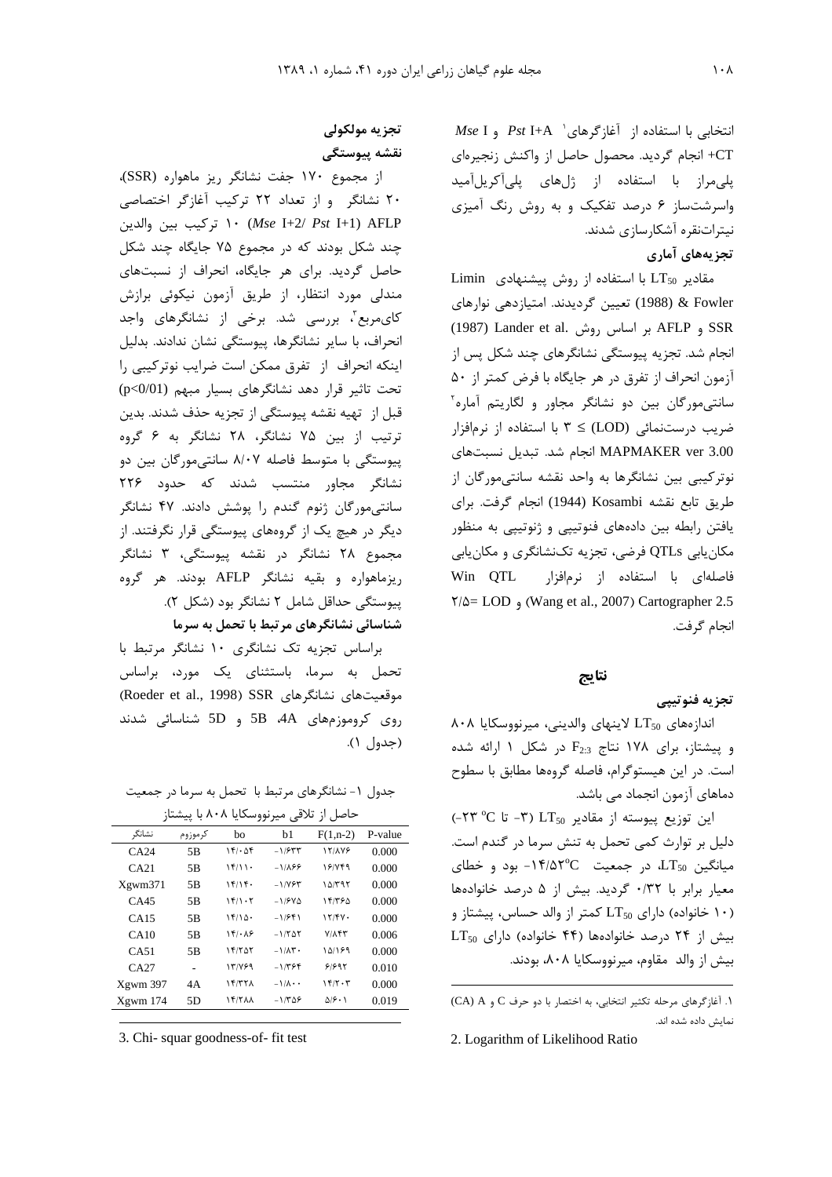انتخابی با استفاده از آغازگرهای[1] *Pst* I+A و *Mse* I +CT انجام گردید. محصول حاصل از واکنش زنجیره‌ای پلی‌مراز با استفاده از ژل‌های پلی‌آکریل‌آمید واسرشت‌ساز ۶ درصد تفکیک و به روش رنگ آمیزی نیترات‌نقره آشکارسازی شدند.

### تجزیه‌های آماری

مقادیر $LT_{50}$ با استفاده از روش پیشنهادی Limin & Fowler (1988) تعیین گردیدند. امتیازدهی نوارهای SSR و AFLP بر اساس روش .Lander et al (1987) انجام شد. تجزیه پیوستگی نشانگرهای چند شکل پس از آزمون انحراف از تفرق در هر جایگاه با فرض کمتر از ۵۰ سانتی‌مورگان بین دو نشانگر مجاور و لگاریتم آماره[2] ضریب درست‌نمائی (LOD) ≥ ۳ با استفاده از نرم‌افزار MAPMAKER ver 3.00 انجام شد. تبدیل نسبت‌های نوترکیبی بین نشانگرها به واحد نقشه سانتی‌مورگان از طریق تابع نقشه Kosambi (1944) انجام گرفت. برای یافتن رابطه بین داده‌های فنوتیپی و ژنوتیپی به منظور مکان‌یابی QTLs فرضی، تجزیه تک‌نشانگری و مکان‌یابی فاصله‌ای با استفاده از نرم‌افزار Win QTL Cartographer 2.5 (Wang et al., 2007) و LOD =۲/۵ انجام گرفت.

## نتایج

### تجزیه فنوتیپی

اندازه‌های $LT_{50}$ لاینهای والدینی، میرنووسکایا ۸۰۸ و پیشتاز، برای ۱۷۸ نتاج $F_{2:3}$ در شکل ۱ ارائه شده است. در این هیستوگرام، فاصله گروهها مطابق با سطوح دماهای آزمون انجماد می باشد.

این توزیع پیوسته از مقادیر $LT_{50}$ (۳- تا $^{o}C$ ۲۳-) دلیل بر توارث کمی تحمل به تنش سرما در گندم است. میانگین $LT_{50}$ در جمعیت $^{o}C$۱۴/۵۳- بود و خطای معیار برابر با ۰/۳۲ گردید. بیش از ۵ درصد خانواده‌ها (۱۰ خانواده) دارای $LT_{50}$ کمتر از والد حساس، پیشتاز و بیش از ۲۴ درصد خانواده‌ها (۴۴ خانواده) دارای $LT_{50}$ بیش از والد مقاوم، میرنووسکایا ۸۰۸، بودند.

۱. آغازگرهای مرحله تکثیر انتخابی، به اختصار با دو حرف C و CA) A) نمایش داده شده اند.

2. Logarithm of Likelihood Ratio

### تجزیه مولکولی

#### نقشه پیوستگی

از مجموع ۱۷۰ جفت نشانگر ریز ماهواره (SSR)، ۲۰ نشانگر و از تعداد ۲۲ ترکیب آغازگر اختصاصی AFLP (*Mse* I+2/ *Pst* I+1) ۱۰ ترکیب بین والدین چند شکل بودند که در مجموع ۷۵ جایگاه چند شکل حاصل گردید. برای هر جایگاه، انحراف از نسبت‌های مندلی مورد انتظار، از طریق آزمون نیکوئی برازش کای‌مربع[3]، بررسی شد. برخی از نشانگرهای واجد انحراف، با سایر نشانگرها، پیوستگی نشان ندادند. بدلیل اینکه انحراف از تفرق ممکن است ضرایب نوترکیبی را تحت تاثیر قرار دهد نشانگرهای بسیار مبهم (p<0/01) قبل از تهیه نقشه پیوستگی از تجزیه حذف شدند. بدین ترتیب از بین ۷۵ نشانگر، ۲۸ نشانگر به ۶ گروه پیوستگی با متوسط فاصله ۸/۰۷ سانتی‌مورگان بین دو نشانگر مجاور منتسب شدند که حدود ۲۲۶ سانتی‌مورگان ژنوم گندم را پوشش دادند. ۴۷ نشانگر دیگر در هیچ یک از گروههای پیوستگی قرار نگرفتند. از مجموع ۲۸ نشانگر در نقشه پیوستگی، ۳ نشانگر ریزماهواره و بقیه نشانگر AFLP بودند. هر گروه پیوستگی حداقل شامل ۲ نشانگر بود (شکل ۲).

#### شناسائی نشانگرهای مرتبط با تحمل به سرما

براساس تجزیه تک نشانگری ۱۰ نشانگر مرتبط با تحمل به سرما، باستثنای یک مورد، براساس موقعیت‌های نشانگرهای SSR (Roeder et al., 1998) روی کروموزم‌های 4A ،5B و 5D شناسائی شدند (جدول ۱).

جدول ۱- نشانگرهای مرتبط با تحمل به سرما در جمعیت حاصل از تلاقی میرنووسکایا ۸۰۸ با پیشتاز

| نشانگر | کرموزوم | bo | b1 | F(1,n-2) | P-value |
|---|---|---|---|---|---|
| CA24 | 5B | ۱۴/۰۵۴ | -۱/۶۳۳ | ۱۲/۸۷۶ | 0.000 |
| CA21 | 5B | ۱۴/۱۱۰ | -۱/۸۶۶ | ۱۶/۷۴۹ | 0.000 |
| Xgwm371 | 5B | ۱۴/۱۴۰ | -۱/۷۶۳ | ۱۵/۳۹۲ | 0.000 |
| CA45 | 5B | ۱۴/۱۰۲ | -۱/۶۷۵ | ۱۴/۳۶۵ | 0.000 |
| CA15 | 5B | ۱۴/۱۵۰ | -۱/۶۴۱ | ۱۲/۴۷۰ | 0.000 |
| CA10 | 5B | ۱۴/۰۸۶ | -۱/۲۵۲ | ۷/۸۴۳ | 0.006 |
| CA51 | 5B | ۱۴/۲۵۲ | -۱/۸۳۰ | ۱۵/۱۶۹ | 0.000 |
| CA27 | - | ۱۳/۷۶۹ | -۱/۳۶۴ | ۶/۶۹۲ | 0.010 |
| Xgwm 397 | 4A | ۱۴/۳۲۸ | -۱/۸۰۰ | ۱۴/۲۰۳ | 0.000 |
| Xgwm 174 | 5D | ۱۴/۲۸۸ | -۱/۳۵۶ | ۵/۶۰۱ | 0.019 |

3. Chi- squar goodness-of- fit test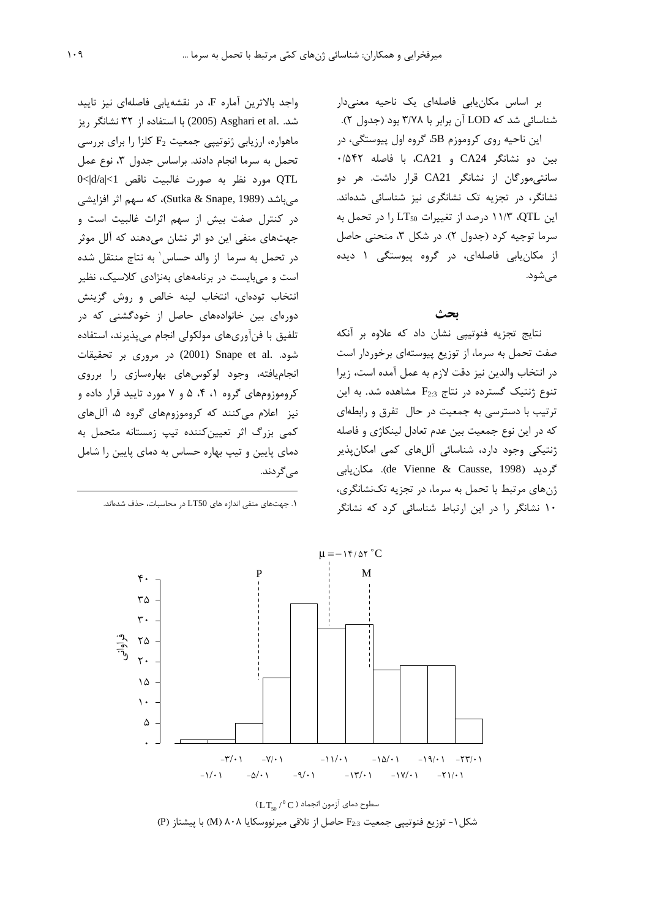بر اساس مکان‌یابی فاصله‌ای یک ناحیه معنی‌دار شناسائی شد که LOD آن برابر با ۳/۷۸ بود (جدول ۲).

این ناحیه روی کروموزم 5B، گروه اول پیوستگی، در بین دو نشانگر CA24 و CA21، با فاصله ۰/۵۴۲ سانتی‌مورگان از نشانگر CA21 قرار داشت. هر دو نشانگر، در تجزیه تک نشانگری نیز شناسائی شده‌اند. این QTL، ۱۱/۳ درصد از تغییرات $LT_{50}$ را در تحمل به سرما توجیه کرد (جدول ۲). در شکل ۳، منحنی حاصل از مکان‌یابی فاصله‌ای، در گروه پیوستگی ۱ دیده می‌شود.

## بحث

نتایج تجزیه فنوتیپی نشان داد که علاوه بر آنکه صفت تحمل به سرما، از توزیع پیوسته‌ای برخوردار است در انتخاب والدین نیز دقت لازم به عمل آمده است، زیرا تنوع ژنتیک گسترده در نتاج $F_{2:3}$ مشاهده شد. به این ترتیب با دسترسی به جمعیت در حال تفرق و رابطه‌ای که در این نوع جمعیت بین عدم تعادل لینکاژی و فاصله ژنتیکی وجود دارد، شناسائی آلل‌های کمی امکان‌پذیر گردید (de Vienne & Causse, 1998). مکان‌یابی ژن‌های مرتبط با تحمل به سرما، در تجزیه تک‌نشانگری، ۱۰ نشانگر را در این ارتباط شناسائی کرد که نشانگر واجد بالاترین آماره F، در نقشه‌یابی فاصله‌ای نیز تایید شد. Asghari et al. (2005) با استفاده از ۳۲ نشانگر ریز ماهواره، ارزیابی ژنوتیپی جمعیت $F_2$ کلزا را برای بررسی تحمل به سرما انجام دادند. براساس جدول ۳، نوع عمل QTL مورد نظر به صورت غالبیت ناقص $0<|d/a|<1$ می‌باشد (Sutka & Snape, 1989)، که سهم اثر افزایشی در کنترل صفت بیش از سهم اثرات غالبیت است و جهت‌های منفی این دو اثر نشان می‌دهند که آلل موثر در تحمل به سرما از والد حساس[1] به نتاج منتقل شده است و می‌بایست در برنامه‌های به‌نژادی کلاسیک، نظیر انتخاب توده‌ای، انتخاب لینه خالص و روش گزینش دوره‌ای بین خانواده‌های حاصل از خودگشنی که در تلفیق با فن‌آوری‌های مولکولی انجام می‌پذیرند، استفاده شود. Snape et al. (2001) در مروری بر تحقیقات انجام‌یافته، وجود لوکوس‌های بهاره‌سازی را برروی کروموزوم‌های گروه ۱، ۴، ۵ و ۷ مورد تایید قرار داده و نیز اعلام می‌کنند که کروموزوم‌های گروه ۵، آلل‌های کمی بزرگ اثر تعیین‌کننده تیپ زمستانه متحمل به دمای پایین و تیپ بهاره حساس به دمای پایین را شامل می‌گردند.

[1]. جهت‌های منفی اندازه های LT50 در محاسبات، حذف شده‌اند.

شکل۱- توزیع فنوتیپی جمعیت $F_{2:3}$ حاصل از تلاقی میرنووسکایا ۸۰۸ (M) با پیشتاز (P)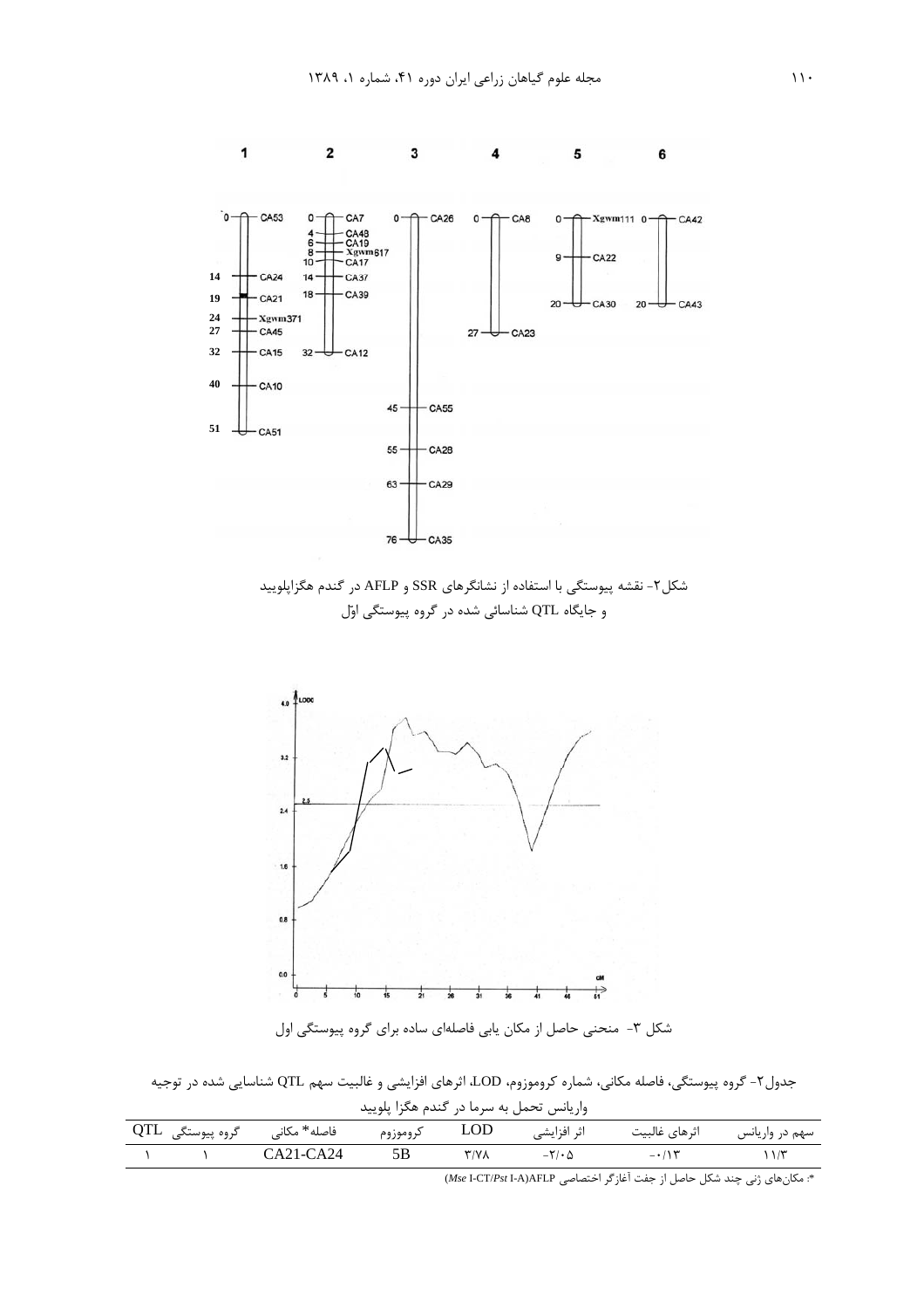شکل۲- نقشه پیوستگی با استفاده از نشانگرهای SSR و AFLP در گندم هگزاپلویید
و جایگاه QTL شناسائی شده در گروه پیوستگی اوّل

شکل ۳- منحنی حاصل از مکان یابی فاصله‌ای ساده برای گروه پیوستگی اول

جدول۲- گروه پیوستگی، فاصله مکانی، شماره کروموزوم، LOD، اثرهای افزایشی و غالبیت سهم QTL شناسایی شده در توجیه واریانس تحمل به سرما در گندم هگزا پلویید

| QTL | گروه پیوستگی | فاصله* مکانی | کروموزوم | LOD | اثر افزایشی | اثرهای غالبیت | سهم در واریانس |
|---|---|---|---|---|---|---|---|
| ۱ | ۱ | CA21-CA24 | 5B | ۳/۷۸ | -۲/۰۵ | -۰/۱۳ | ۱۱/۳ |

*: مکان‌های ژنی چند شکل حاصل از جفت آغازگر اختصاصی AFLP(*Mse* I-CT/*Pst* I-A)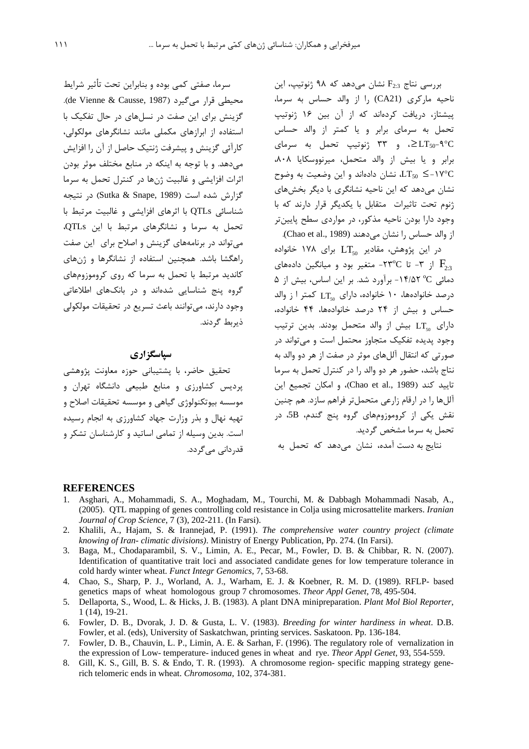بررسی نتاج $F_{2:3}$ نشان می‌دهد که ۹۸ ژنوتیپ، این ناحیه مارکری (CA21) را از والد حساس به سرما، پیشتاز، دریافت کرده‌اند که از آن بین ۱۶ ژنوتیپ تحمل به سرمای برابر و یا کمتر از والد حساس $\geq LT_{50}$-۹°C، و ۳۳ ژنوتیپ تحمل به سرمای برابر و یا بیش از والد متحمل، میرنووسکایا ۸۰۸، $LT_{50} \leq$-۱۷°C، نشان داده‌اند و این وضعیت به وضوح نشان می‌دهد که این ناحیه نشانگری با دیگر بخش‌های ژنوم تحت تاثیرات متقابل با یکدیگر قرار دارند که با وجود دارا بودن ناحیه مذکور، در مواردی سطح پایین‌تر از والد حساس را نشان می‌دهند (Chao et al., 1989).

در این پژوهش، مقادیر $LT_{50}$ برای ۱۷۸ خانواده $F_{2:3}$ از ۳- تا ۲۳°C- متغیر بود و میانگین داده‌های دمائی ۱۴/۵۲ °C- برآورد شد. بر این اساس، بیش از ۵ درصد خانواده‌ها، ۱۰ خانواده، دارای $LT_{50}$ کمتر ا ز والد حساس و بیش از ۲۴ درصد خانواده‌ها، ۴۴ خانواده، دارای $LT_{50}$ بیش از والد متحمل بودند. بدین ترتیب وجود پدیده تفکیک متجاوز محتمل است و می‌تواند در صورتی که انتقال آلل‌های موثر در صفت از هر دو والد به نتاج باشد، حضور هر دو والد را در کنترل تحمل به سرما تایید کند (Chao et al., 1989)، و امکان تجمیع این آلل‌ها را در ارقام زارعی متحمل‌تر فراهم سازد. هم چنین نقش یکی از کروموزوم‌های گروه پنج گندم، 5B، در تحمل به سرما مشخص گردید.

نتایج به دست آمده، نشان می‌دهد که تحمل به سرما، صفتی کمی بوده و بنابراین تحت تأثیر شرایط محیطی قرار می‌گیرد (de Vienne & Causse, 1987). گزینش برای این صفت در نسل‌های در حال تفکیک با استفاده از ابزارهای مکملی مانند نشانگرهای مولکولی، کارآئی گزینش و پیشرفت ژنتیک حاصل از آن را افزایش می‌دهد. و با توجه به اینکه در منابع مختلف موثر بودن اثرات افزایشی و غالبیت ژن‌ها در کنترل تحمل به سرما گزارش شده است (Sutka & Snape, 1989) در نتیجه شناسائی QTLs با اثرهای افزایشی و غالبیت مرتبط با تحمل به سرما و نشانگرهای مرتبط با این QTLs، می‌تواند در برنامه‌های گزینش و اصلاح برای این صفت راهگشا باشد. همچنین استفاده از نشانگرها و ژن‌های کاندید مرتبط با تحمل به سرما که روی کروموزوم‌های گروه پنج شناسایی شده‌اند و در بانک‌های اطلاعاتی وجود دارند، می‌توانند باعث تسریع در تحقیقات مولکولی ذیربط گردند.

## سپاسگزاری

تحقیق حاضر، با پشتیبانی حوزه معاونت پژوهشی پردیس کشاورزی و منابع طبیعی دانشگاه تهران و موسسه بیوتکنولوژی گیاهی و موسسه تحقیقات اصلاح و تهیه نهال و بذر وزارت جهاد کشاورزی به انجام رسیده است. بدین وسیله از تمامی اساتید و کارشناسان تشکر و قدردانی می‌گردد.

## REFERENCES

1. Asghari, A., Mohammadi, S. A., Moghadam, M., Tourchi, M. & Dabbagh Mohammadi Nasab, A., (2005). QTL mapping of genes controlling cold resistance in Colja using microsattelite markers. *Iranian Journal of Crop Science*, 7 (3), 202-211. (In Farsi).
2. Khalili, A., Hajam, S. & Irannejad, P. (1991). *The comprehensive water country project (climate knowing of Iran- climatic divisions)*. Ministry of Energy Publication, Pp. 274. (In Farsi).
3. Baga, M., Chodaparambil, S. V., Limin, A. E., Pecar, M., Fowler, D. B. & Chibbar, R. N. (2007). Identification of quantitative trait loci and associated candidate genes for low temperature tolerance in cold hardy winter wheat. *Funct Integr Genomics*, 7, 53-68.
4. Chao, S., Sharp, P. J., Worland, A. J., Warham, E. J. & Koebner, R. M. D. (1989). RFLP- based genetics maps of wheat homologous group 7 chromosomes. *Theor Appl Genet*, 78, 495-504.
5. Dellaporta, S., Wood, L. & Hicks, J. B. (1983). A plant DNA minipreparation. *Plant Mol Biol Reporter*, 1 (14), 19-21.
6. Fowler, D. B., Dvorak, J. D. & Gusta, L. V. (1983). *Breeding for winter hardiness in wheat*. D.B. Fowler, et al. (eds), University of Saskatchwan, printing services. Saskatoon. Pp. 136-184.
7. Fowler, D. B., Chauvin, L. P., Limin, A. E. & Sarhan, F. (1996). The regulatory role of vernalization in the expression of Low- temperature- induced genes in wheat and rye. *Theor Appl Genet*, 93, 554-559.
8. Gill, K. S., Gill, B. S. & Endo, T. R. (1993). A chromosome region- specific mapping strategy gene-rich telomeric ends in wheat. *Chromosoma*, 102, 374-381.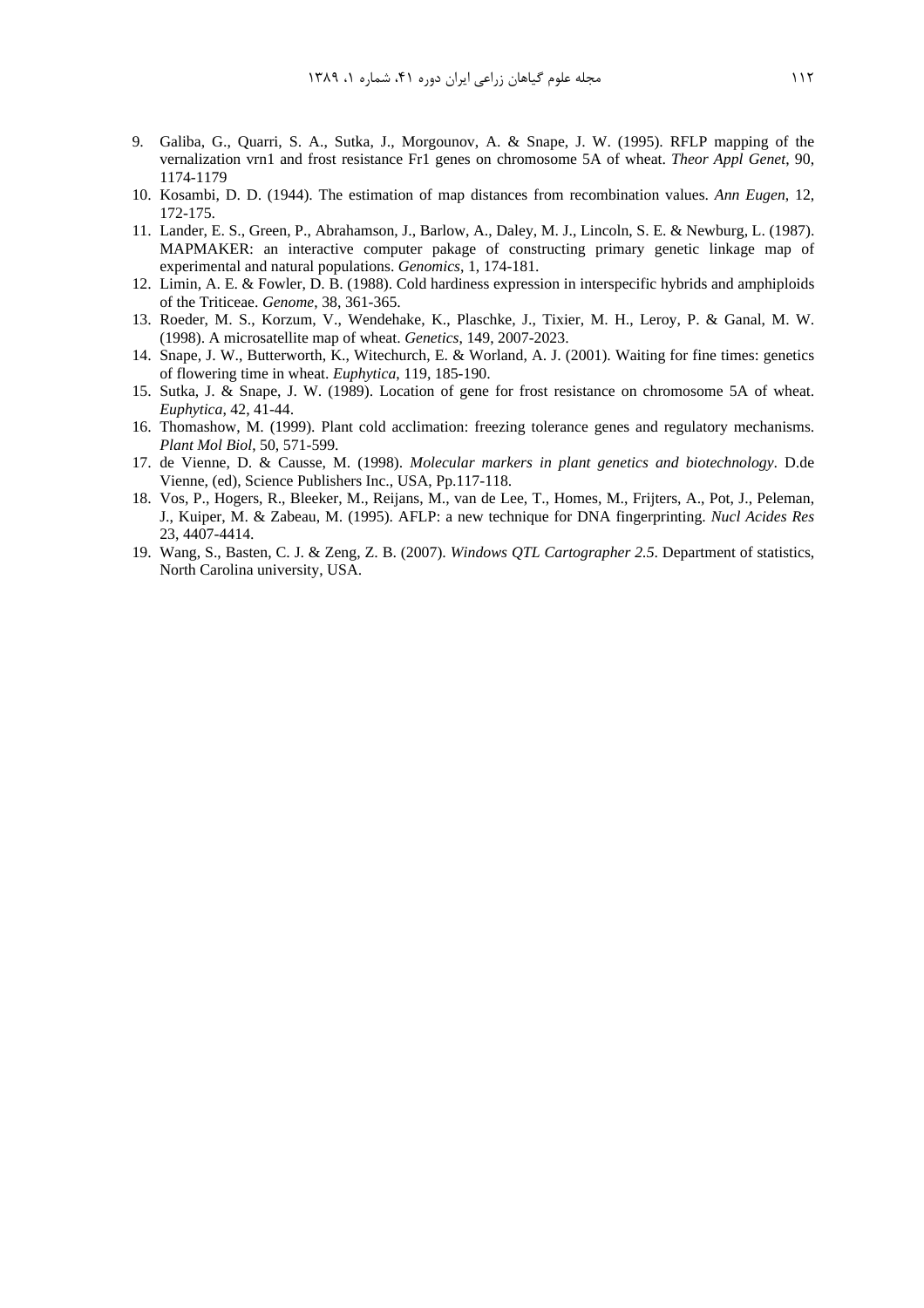9. Galiba, G., Quarri, S. A., Sutka, J., Morgounov, A. & Snape, J. W. (1995). RFLP mapping of the vernalization vrn1 and frost resistance Fr1 genes on chromosome 5A of wheat. *Theor Appl Genet*, 90, 1174-1179
10. Kosambi, D. D. (1944). The estimation of map distances from recombination values. *Ann Eugen*, 12, 172-175.
11. Lander, E. S., Green, P., Abrahamson, J., Barlow, A., Daley, M. J., Lincoln, S. E. & Newburg, L. (1987). MAPMAKER: an interactive computer pakage of constructing primary genetic linkage map of experimental and natural populations. *Genomics*, 1, 174-181.
12. Limin, A. E. & Fowler, D. B. (1988). Cold hardiness expression in interspecific hybrids and amphiploids of the Triticeae. *Genome*, 38, 361-365.
13. Roeder, M. S., Korzum, V., Wendehake, K., Plaschke, J., Tixier, M. H., Leroy, P. & Ganal, M. W. (1998). A microsatellite map of wheat. *Genetics*, 149, 2007-2023.
14. Snape, J. W., Butterworth, K., Witechurch, E. & Worland, A. J. (2001). Waiting for fine times: genetics of flowering time in wheat. *Euphytica*, 119, 185-190.
15. Sutka, J. & Snape, J. W. (1989). Location of gene for frost resistance on chromosome 5A of wheat. *Euphytica*, 42, 41-44.
16. Thomashow, M. (1999). Plant cold acclimation: freezing tolerance genes and regulatory mechanisms. *Plant Mol Biol*, 50, 571-599.
17. de Vienne, D. & Causse, M. (1998). *Molecular markers in plant genetics and biotechnology*. D.de Vienne, (ed), Science Publishers Inc., USA, Pp.117-118.
18. Vos, P., Hogers, R., Bleeker, M., Reijans, M., van de Lee, T., Homes, M., Frijters, A., Pot, J., Peleman, J., Kuiper, M. & Zabeau, M. (1995). AFLP: a new technique for DNA fingerprinting. *Nucl Acides Res* 23, 4407-4414.
19. Wang, S., Basten, C. J. & Zeng, Z. B. (2007). *Windows QTL Cartographer 2.5*. Department of statistics, North Carolina university, USA.